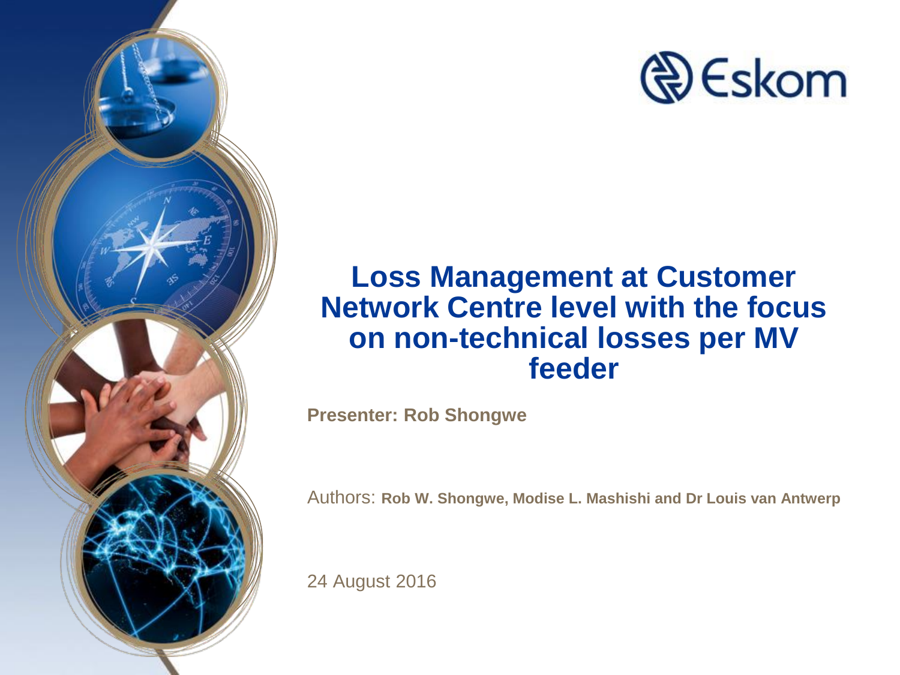Eskom

# Loss Management at Customer Network Centre level with the focus on non-technical losses per MV feeder

**Presenter: Rob Shongwe**

Authors: **Rob W. Shongwe, Modise L. Mashishi and Dr Louis van Antwerp**

24 August 2016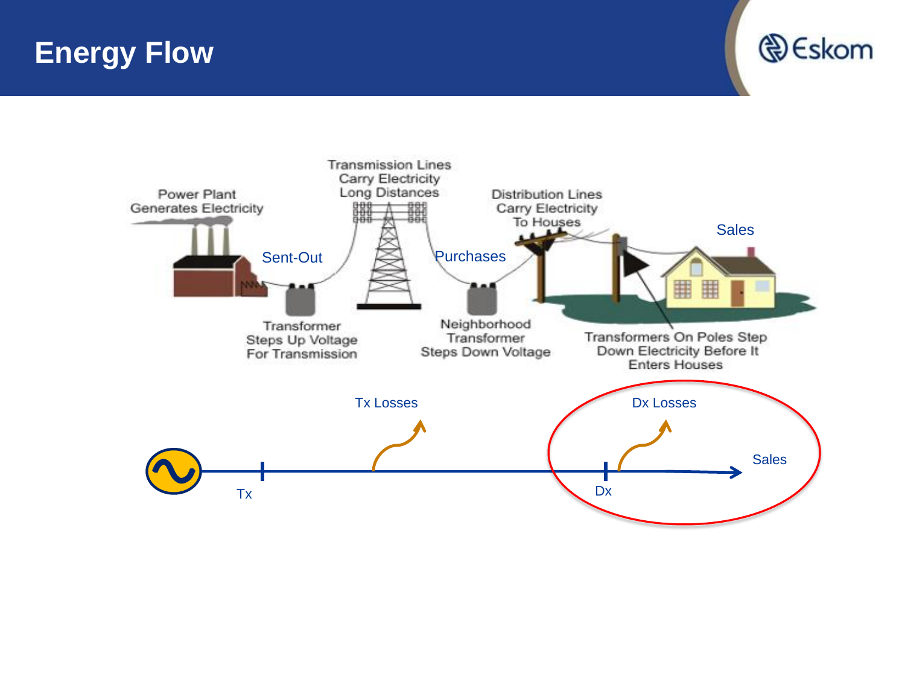# Energy Flow

Power Plant Generates Electricity

Transmission Lines Carry Electricity Long Distances

Distribution Lines Carry Electricity To Houses

Sales

Sent-Out

Purchases

Transformer Steps Up Voltage For Transmission

Neighborhood Transformer Steps Down Voltage

Transformers On Poles Step Down Electricity Before It Enters Houses

Tx Losses

Dx Losses

Sales

Tx

Dx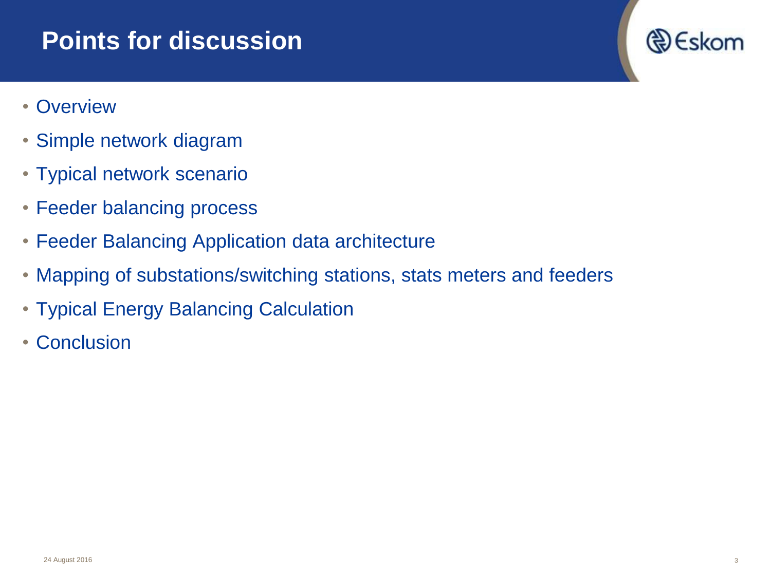# Points for discussion

- Overview
- Simple network diagram
- Typical network scenario
- Feeder balancing process
- Feeder Balancing Application data architecture
- Mapping of substations/switching stations, stats meters and feeders
- Typical Energy Balancing Calculation
- Conclusion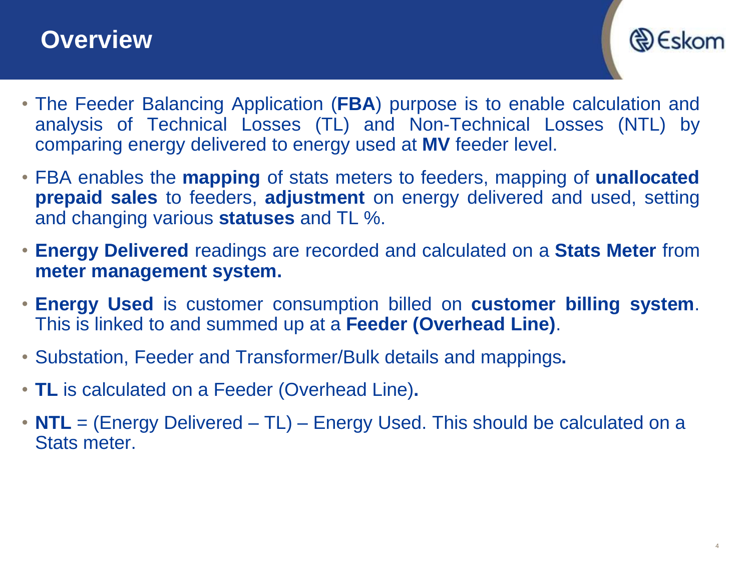# Overview

- The Feeder Balancing Application (**FBA**) purpose is to enable calculation and analysis of Technical Losses (TL) and Non-Technical Losses (NTL) by comparing energy delivered to energy used at **MV** feeder level.
- FBA enables the **mapping** of stats meters to feeders, mapping of **unallocated prepaid sales** to feeders, **adjustment** on energy delivered and used, setting and changing various **statuses** and TL %.
- **Energy Delivered** readings are recorded and calculated on a **Stats Meter** from **meter management system.**
- **Energy Used** is customer consumption billed on **customer billing system**. This is linked to and summed up at a **Feeder (Overhead Line)**.
- Substation, Feeder and Transformer/Bulk details and mappings**.**
- **TL** is calculated on a Feeder (Overhead Line)**.**
- **NTL** = (Energy Delivered – TL) – Energy Used. This should be calculated on a Stats meter.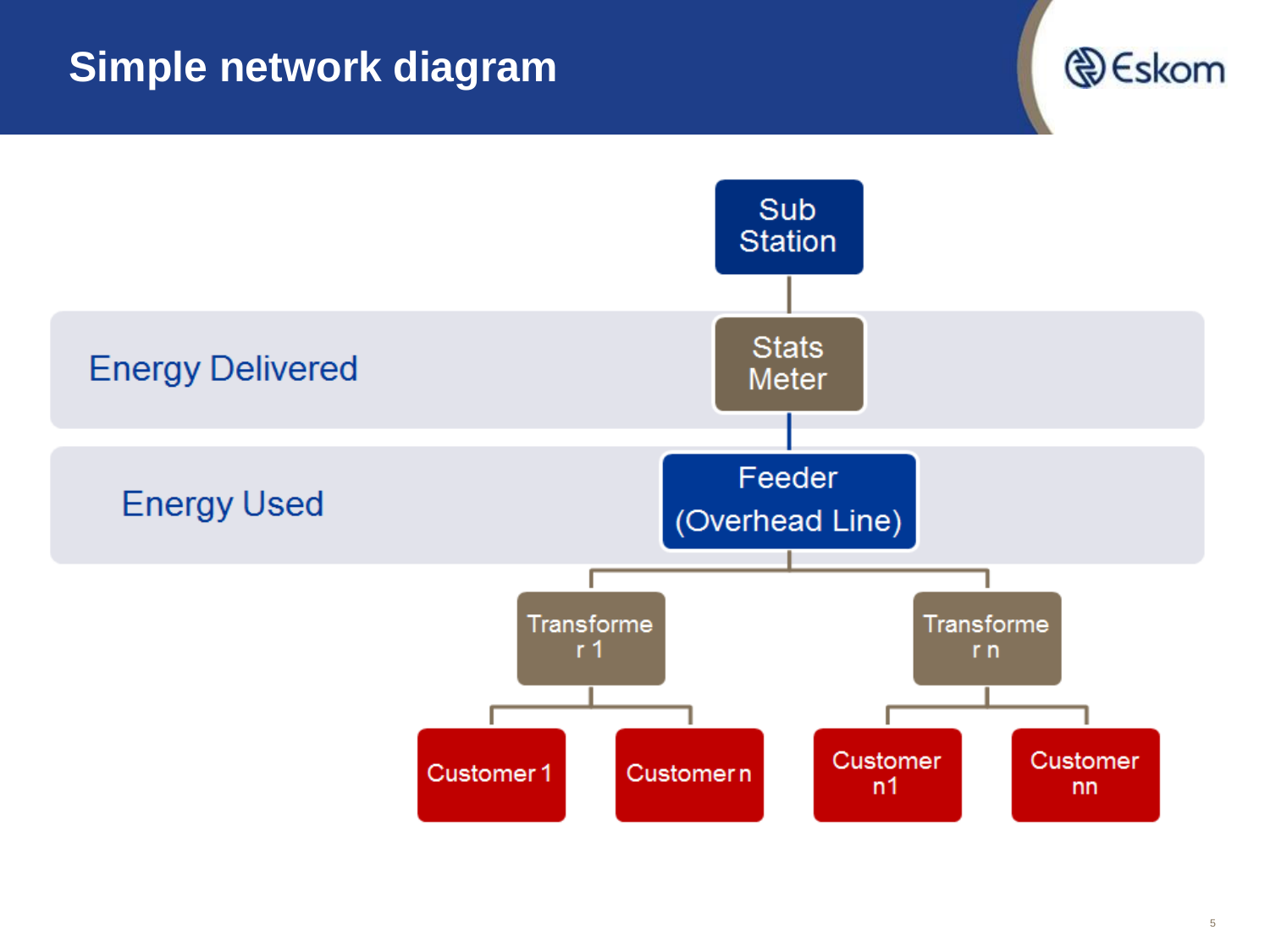# Simple network diagram

Energy Delivered

Energy Used

Sub Station

Stats Meter

Feeder (Overhead Line)

Transformer 1

Transformer n

Customer 1

Customer n

Customer n1

Customer nn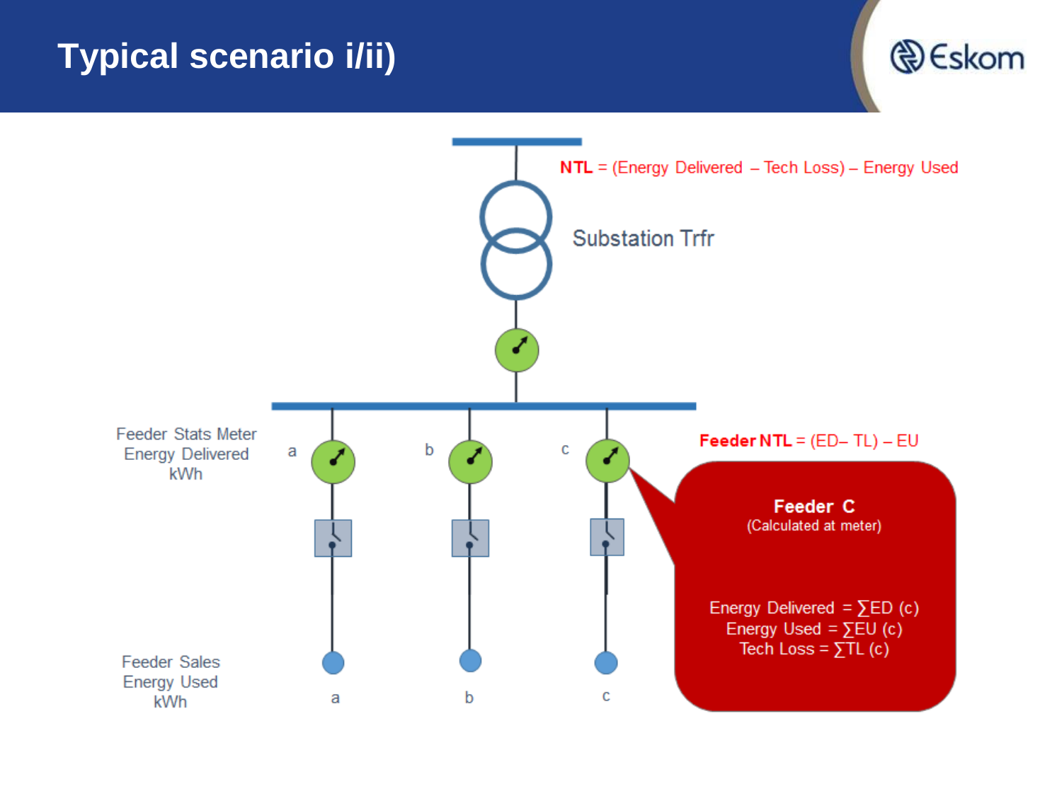# Typical scenario i/ii)

**NTL** = (Energy Delivered – Tech Loss) – Energy Used

Substation Trfr

Feeder Stats Meter
Energy Delivered
kWh

a b c

**Feeder NTL** = (ED– TL) – EU

**Feeder C**
(Calculated at meter)

Energy Delivered = ∑ED (c)
Energy Used = ∑EU (c)
Tech Loss = ∑TL (c)

Feeder Sales
Energy Used
kWh

a b c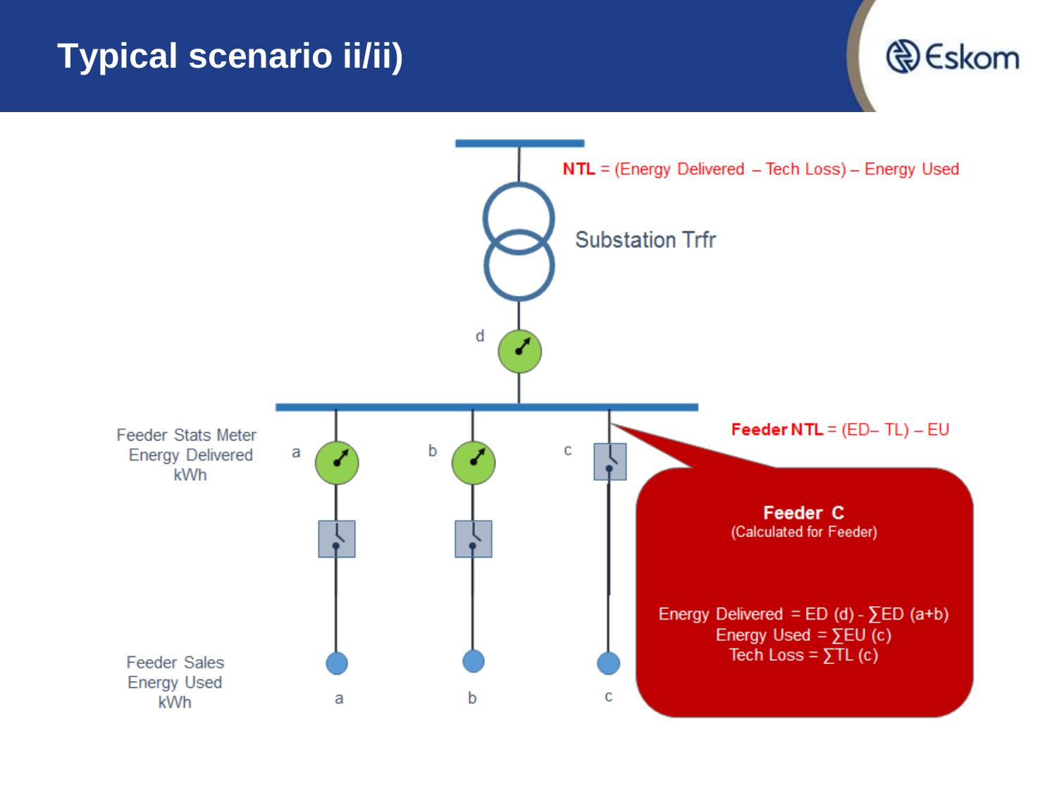# Typical scenario ii/ii)

**NTL** = (Energy Delivered – Tech Loss) – Energy Used

Substation Trfr

d

Feeder Stats Meter Energy Delivered kWh

a

b

c

**Feeder NTL** = (ED– TL) – EU

**Feeder C**
(Calculated for Feeder)

Energy Delivered = ED (d) - $\sum$ED (a+b)
Energy Used = $\sum$EU (c)
Tech Loss = $\sum$TL (c)

Feeder Sales Energy Used kWh

a

b

c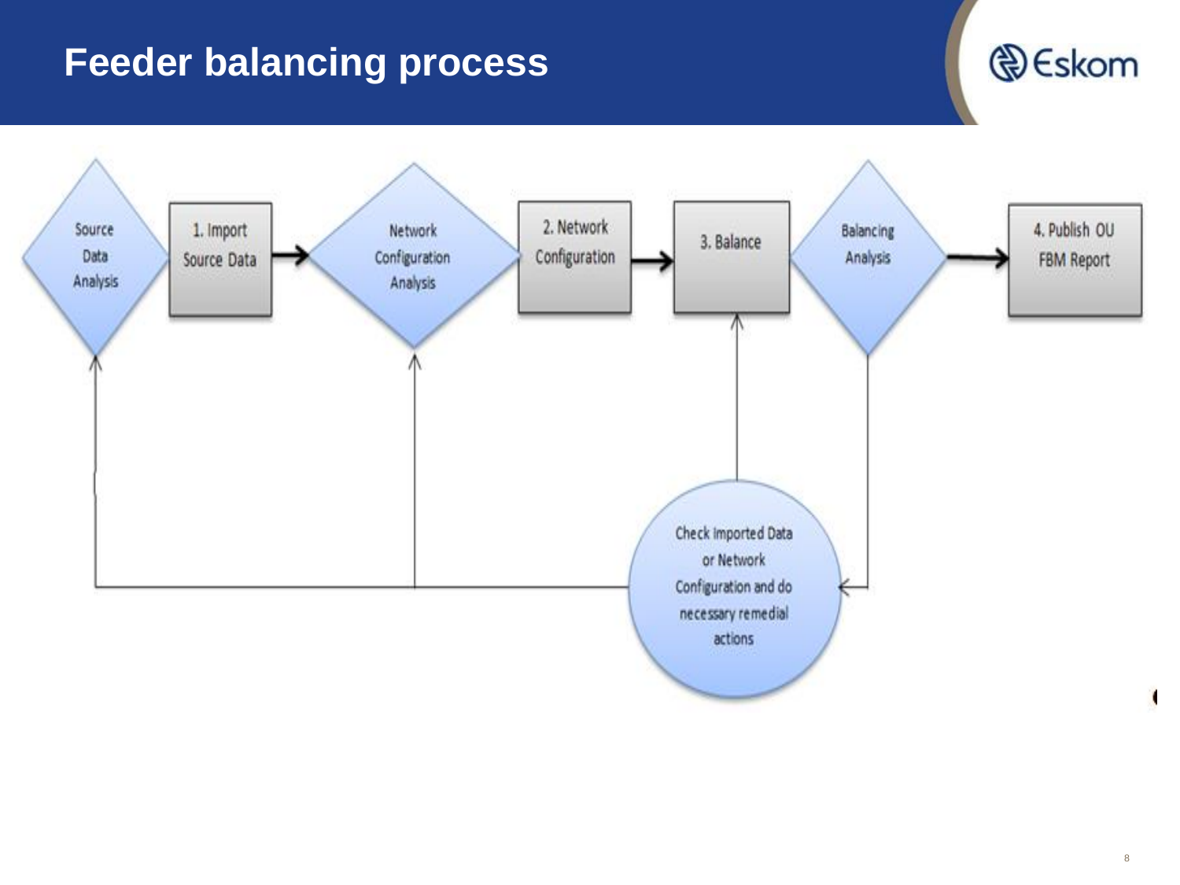# Feeder balancing process

Source Data Analysis

1. Import Source Data

Network Configuration Analysis

2. Network Configuration

3. Balance

Balancing Analysis

4. Publish OU FBM Report

Check Imported Data or Network Configuration and do necessary remedial actions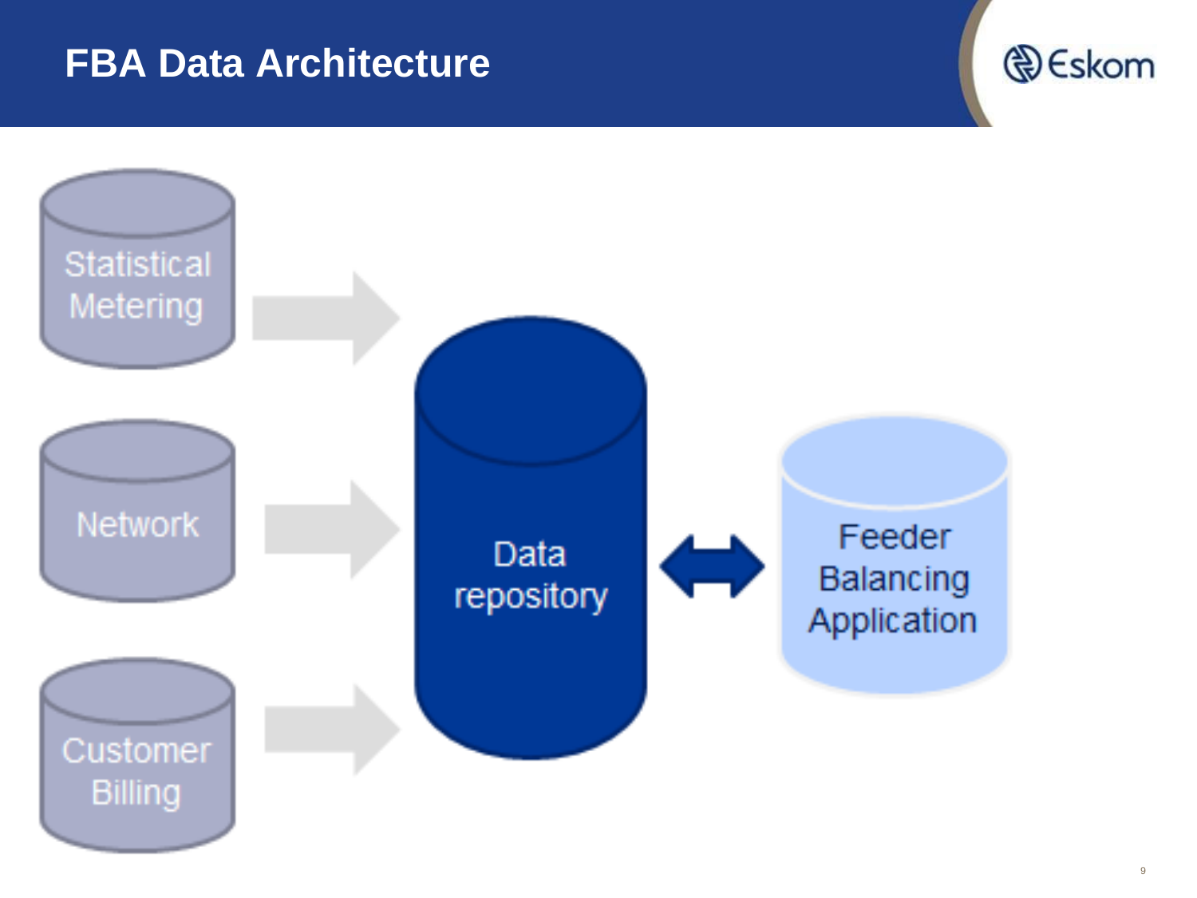# FBA Data Architecture

Statistical Metering

Network

Customer Billing

Data repository

Feeder Balancing Application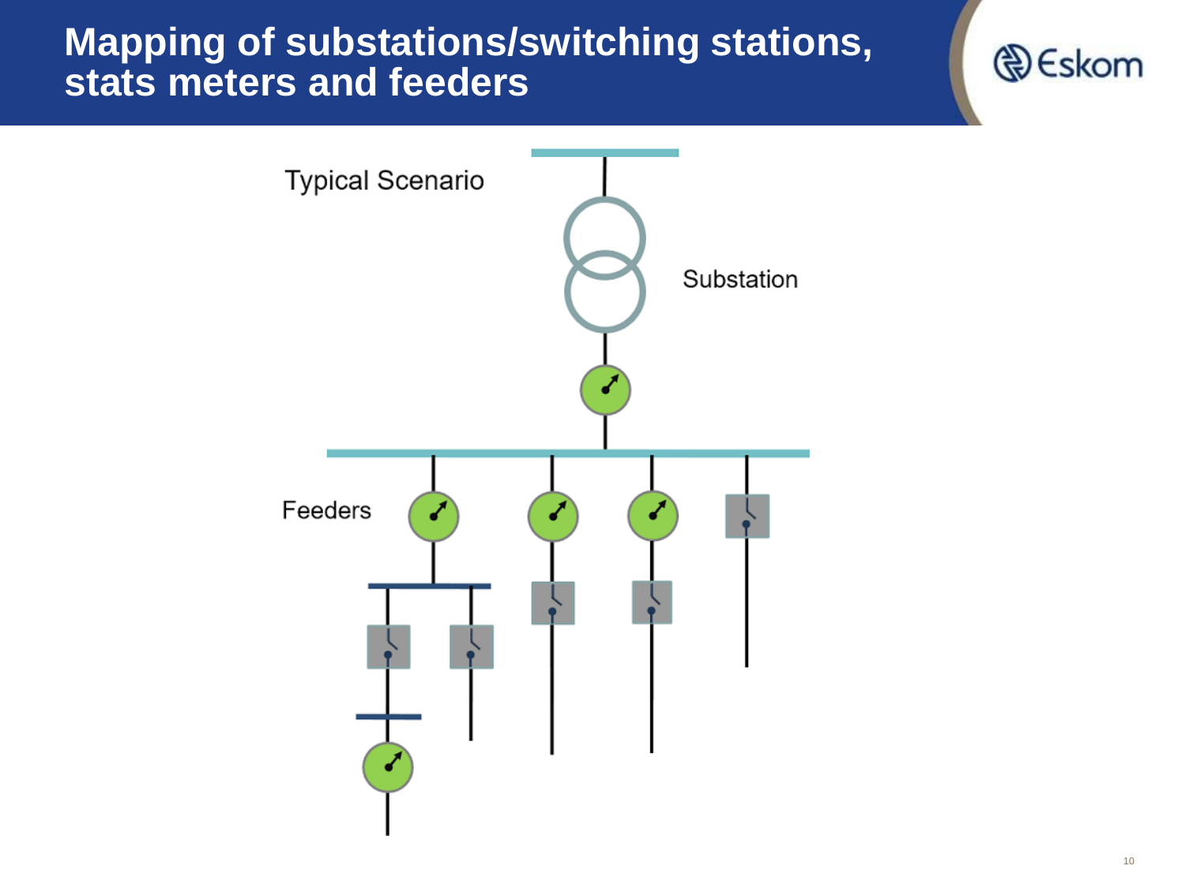# Mapping of substations/switching stations, stats meters and feeders

Typical Scenario

Substation

Feeders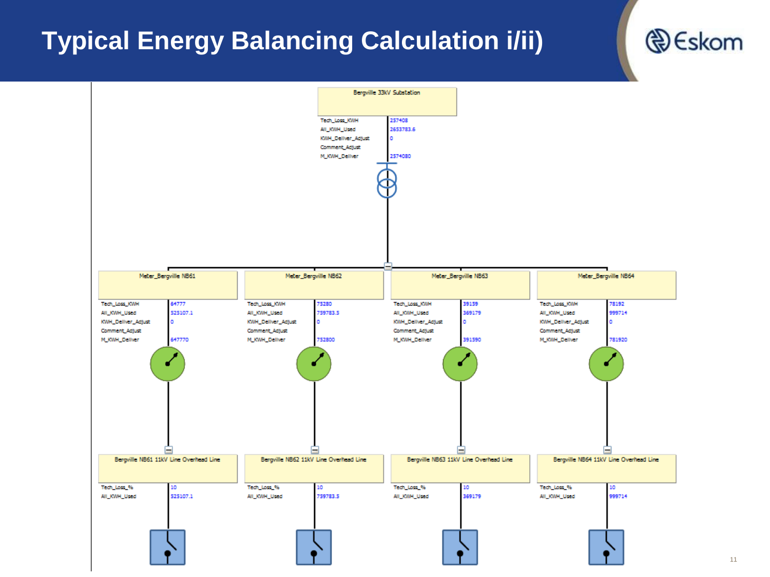# Typical Energy Balancing Calculation i/ii)

**Bergville 33kV Substation**

| Field | Value |
|---|---|
| Tech_Loss_KWH | 257408 |
| All_KWH_Used | 2653783.6 |
| KWH_Deliver_Adjust | 0 |
| Comment_Adjust | |
| M_KWH_Deliver | 2574080 |

**Meter_Bergville NB61**

| Field | Value |
|---|---|
| Tech_Loss_KWH | 64777 |
| All_KWH_Used | 525107.1 |
| KWH_Deliver_Adjust | 0 |
| Comment_Adjust | |
| M_KWH_Deliver | 647770 |

**Meter_Bergville NB62**

| Field | Value |
|---|---|
| Tech_Loss_KWH | 75280 |
| All_KWH_Used | 759783.5 |
| KWH_Deliver_Adjust | 0 |
| Comment_Adjust | |
| M_KWH_Deliver | 752800 |

**Meter_Bergville NB63**

| Field | Value |
|---|---|
| Tech_Loss_KWH | 39159 |
| All_KWH_Used | 369179 |
| KWH_Deliver_Adjust | 0 |
| Comment_Adjust | |
| M_KWH_Deliver | 391590 |

**Meter_Bergville NB64**

| Field | Value |
|---|---|
| Tech_Loss_KWH | 78192 |
| All_KWH_Used | 999714 |
| KWH_Deliver_Adjust | 0 |
| Comment_Adjust | |
| M_KWH_Deliver | 781920 |

**Bergville NB61 11kV Line Overhead Line**

| Field | Value |
|---|---|
| Tech_Loss_% | 10 |
| All_KWH_Used | 525107.1 |

**Bergville NB62 11kV Line Overhead Line**

| Field | Value |
|---|---|
| Tech_Loss_% | 10 |
| All_KWH_Used | 759783.5 |

**Bergville NB63 11kV Line Overhead Line**

| Field | Value |
|---|---|
| Tech_Loss_% | 10 |
| All_KWH_Used | 369179 |

**Bergville NB64 11kV Line Overhead Line**

| Field | Value |
|---|---|
| Tech_Loss_% | 10 |
| All_KWH_Used | 999714 |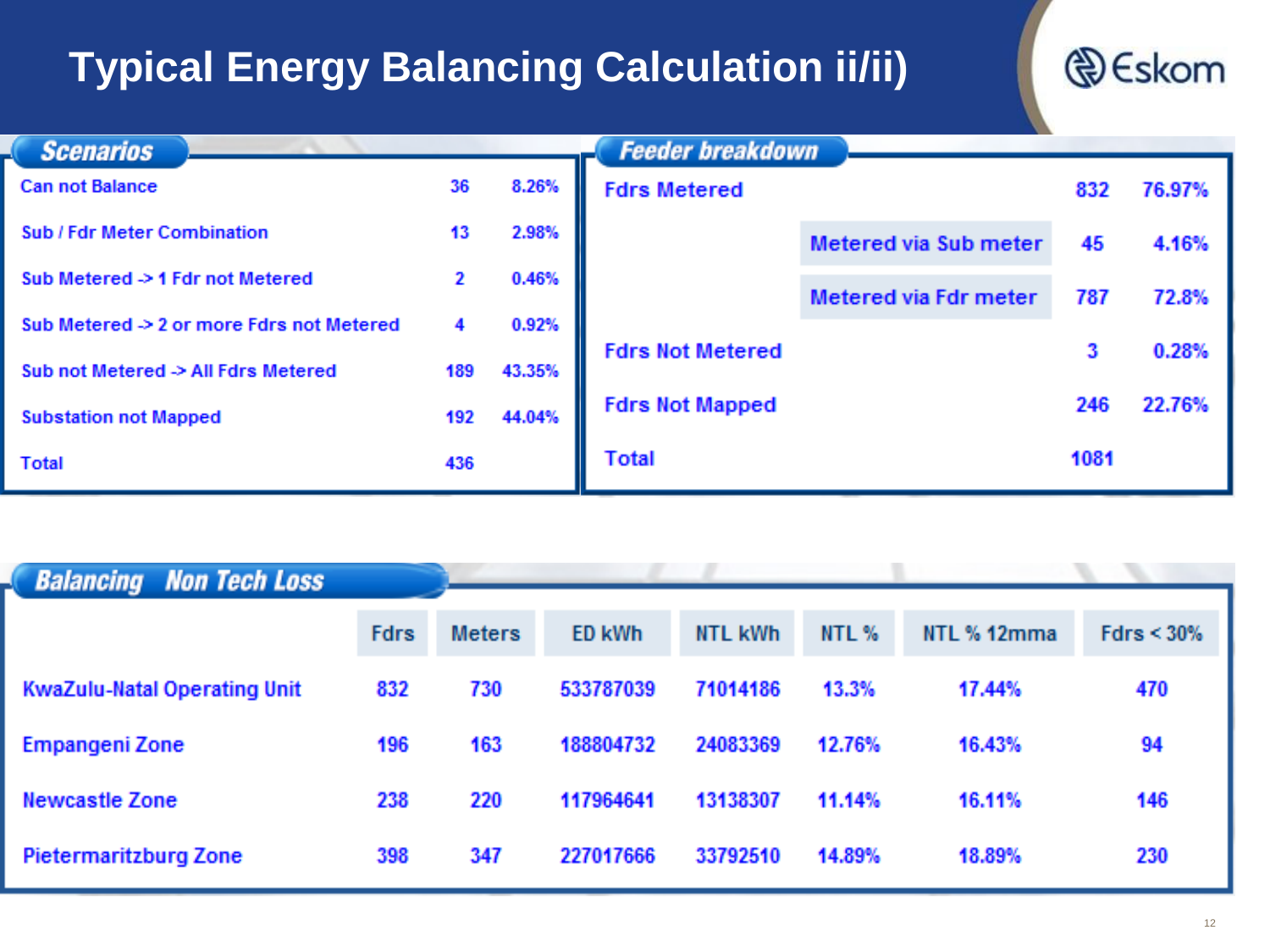# Typical Energy Balancing Calculation ii/ii)

## Scenarios

| Scenario | Count | % |
|---|---|---|
| Can not Balance | 36 | 8.26% |
| Sub / Fdr Meter Combination | 13 | 2.98% |
| Sub Metered -> 1 Fdr not Metered | 2 | 0.46% |
| Sub Metered -> 2 or more Fdrs not Metered | 4 | 0.92% |
| Sub not Metered -> All Fdrs Metered | 189 | 43.35% |
| Substation not Mapped | 192 | 44.04% |
| Total | 436 | |

## Feeder breakdown

| Feeder | | Count | % |
|---|---|---|---|
| Fdrs Metered | | 832 | 76.97% |
| | Metered via Sub meter | 45 | 4.16% |
| | Metered via Fdr meter | 787 | 72.8% |
| Fdrs Not Metered | | 3 | 0.28% |
| Fdrs Not Mapped | | 246 | 22.76% |
| Total | | 1081 | |

## Balancing Non Tech Loss

| | Fdrs | Meters | ED kWh | NTL kWh | NTL % | NTL % 12mma | Fdrs < 30% |
|---|---|---|---|---|---|---|---|
| KwaZulu-Natal Operating Unit | 832 | 730 | 533787039 | 71014186 | 13.3% | 17.44% | 470 |
| Empangeni Zone | 196 | 163 | 188804732 | 24083369 | 12.76% | 16.43% | 94 |
| Newcastle Zone | 238 | 220 | 117964641 | 13138307 | 11.14% | 16.11% | 146 |
| Pietermaritzburg Zone | 398 | 347 | 227017666 | 33792510 | 14.89% | 18.89% | 230 |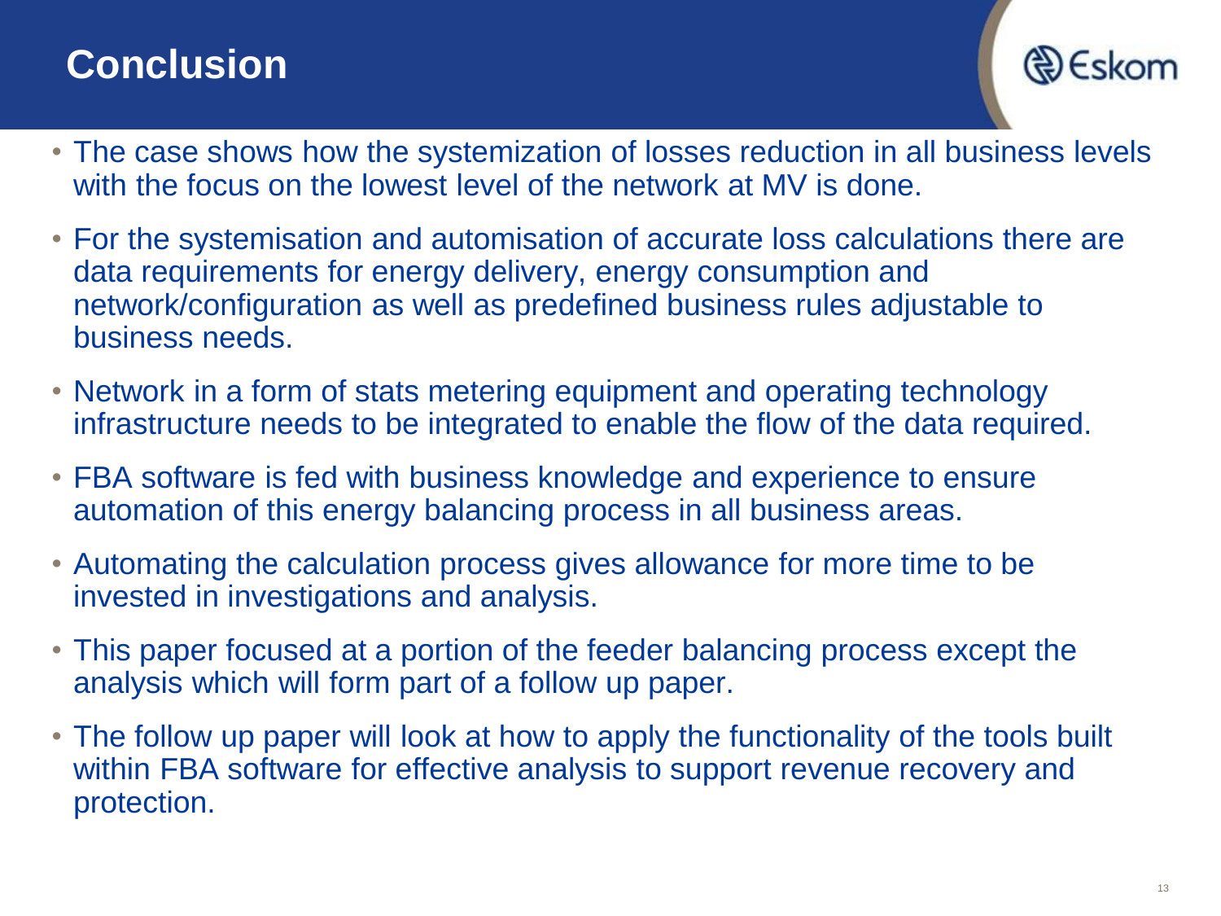# Conclusion

- The case shows how the systemization of losses reduction in all business levels with the focus on the lowest level of the network at MV is done.
- For the systemisation and automisation of accurate loss calculations there are data requirements for energy delivery, energy consumption and network/configuration as well as predefined business rules adjustable to business needs.
- Network in a form of stats metering equipment and operating technology infrastructure needs to be integrated to enable the flow of the data required.
- FBA software is fed with business knowledge and experience to ensure automation of this energy balancing process in all business areas.
- Automating the calculation process gives allowance for more time to be invested in investigations and analysis.
- This paper focused at a portion of the feeder balancing process except the analysis which will form part of a follow up paper.
- The follow up paper will look at how to apply the functionality of the tools built within FBA software for effective analysis to support revenue recovery and protection.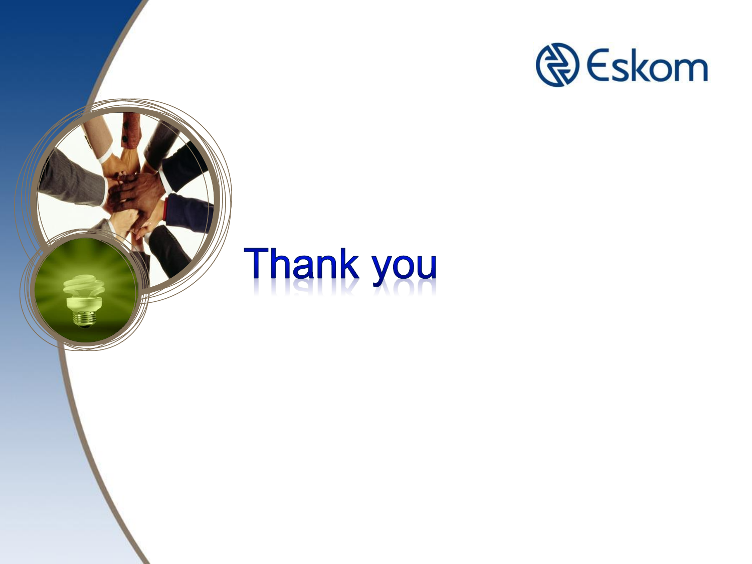Eskom

# Thank you